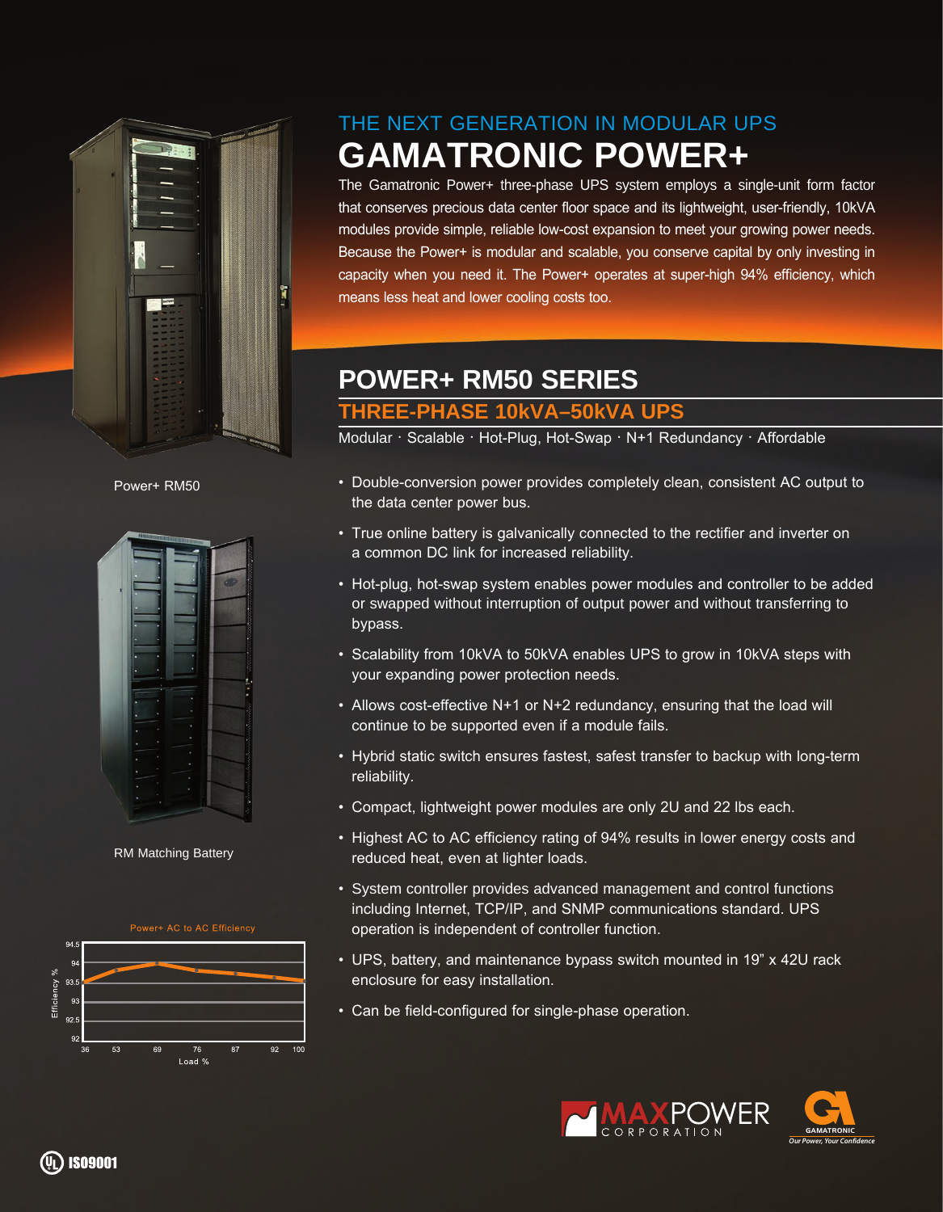THE NEXT GENERATION IN MODULAR UPS

# GAMATRONIC POWER+

The Gamatronic Power+ three-phase UPS system employs a single-unit form factor that conserves precious data center floor space and its lightweight, user-friendly, 10kVA modules provide simple, reliable low-cost expansion to meet your growing power needs. Because the Power+ is modular and scalable, you conserve capital by only investing in capacity when you need it. The Power+ operates at super-high 94% efficiency, which means less heat and lower cooling costs too.

Power+ RM50

RM Matching Battery

Power+ AC to AC Efficiency

| Load % | 36 | 53 | 69 | 76 | 87 | 92 | 100 |
|---|---|---|---|---|---|---|---|

Efficiency % (92 – 94.5)

## POWER+ RM50 SERIES

### THREE-PHASE 10kVA–50kVA UPS

Modular · Scalable · Hot-Plug, Hot-Swap · N+1 Redundancy · Affordable

- Double-conversion power provides completely clean, consistent AC output to the data center power bus.
- True online battery is galvanically connected to the rectifier and inverter on a common DC link for increased reliability.
- Hot-plug, hot-swap system enables power modules and controller to be added or swapped without interruption of output power and without transferring to bypass.
- Scalability from 10kVA to 50kVA enables UPS to grow in 10kVA steps with your expanding power protection needs.
- Allows cost-effective N+1 or N+2 redundancy, ensuring that the load will continue to be supported even if a module fails.
- Hybrid static switch ensures fastest, safest transfer to backup with long-term reliability.
- Compact, lightweight power modules are only 2U and 22 lbs each.
- Highest AC to AC efficiency rating of 94% results in lower energy costs and reduced heat, even at lighter loads.
- System controller provides advanced management and control functions including Internet, TCP/IP, and SNMP communications standard. UPS operation is independent of controller function.
- UPS, battery, and maintenance bypass switch mounted in 19" x 42U rack enclosure for easy installation.
- Can be field-configured for single-phase operation.

MAXPOWER CORPORATION

GAMATRONIC Our Power, Your Confidence

UL ISO9001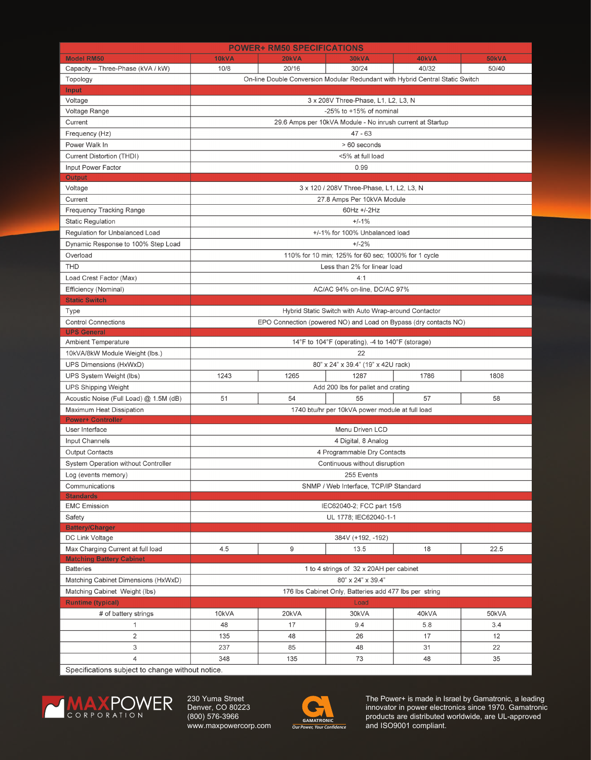## POWER+ RM50 SPECIFICATIONS

| Model RM50 | 10kVA | 20kVA | 30kVA | 40kVA | 50kVA |
|---|---|---|---|---|---|
| Capacity – Three-Phase (kVA / kW) | 10/8 | 20/16 | 30/24 | 40/32 | 50/40 |
| Topology | On-line Double Conversion Modular Redundant with Hybrid Central Static Switch | | | | |
| **Input** | | | | | |
| Voltage | 3 x 208V Three-Phase, L1, L2, L3, N | | | | |
| Voltage Range | -25% to +15% of nominal | | | | |
| Current | 29.6 Amps per 10kVA Module - No inrush current at Startup | | | | |
| Frequency (Hz) | 47 - 63 | | | | |
| Power Walk In | > 60 seconds | | | | |
| Current Distortion (THDI) | <5% at full load | | | | |
| Input Power Factor | 0.99 | | | | |
| **Output** | | | | | |
| Voltage | 3 x 120 / 208V Three-Phase, L1, L2, L3, N | | | | |
| Current | 27.8 Amps Per 10kVA Module | | | | |
| Frequency Tracking Range | 60Hz +/-2Hz | | | | |
| Static Regulation | +/-1% | | | | |
| Regulation for Unbalanced Load | +/-1% for 100% Unbalanced load | | | | |
| Dynamic Response to 100% Step Load | +/-2% | | | | |
| Overload | 110% for 10 min; 125% for 60 sec; 1000% for 1 cycle | | | | |
| THD | Less than 2% for linear load | | | | |
| Load Crest Factor (Max) | 4:1 | | | | |
| Efficiency (Nominal) | AC/AC 94% on-line, DC/AC 97% | | | | |
| **Static Switch** | | | | | |
| Type | Hybrid Static Switch with Auto Wrap-around Contactor | | | | |
| Control Connections | EPO Connection (powered NO) and Load on Bypass (dry contacts NO) | | | | |
| **UPS General** | | | | | |
| Ambient Temperature | 14°F to 104°F (operating), -4 to 140°F (storage) | | | | |
| 10kVA/8kW Module Weight (lbs.) | 22 | | | | |
| UPS Dimensions (HxWxD) | 80" x 24" x 39.4" (19" x 42U rack) | | | | |
| UPS System Weight (lbs) | 1243 | 1265 | 1287 | 1786 | 1808 |
| UPS Shipping Weight | Add 200 lbs for pallet and crating | | | | |
| Acoustic Noise (Full Load) @ 1.5M (dB) | 51 | 54 | 55 | 57 | 58 |
| Maximum Heat Dissipation | 1740 btu/hr per 10kVA power module at full load | | | | |
| **Power+ Controller** | | | | | |
| User Interface | Menu Driven LCD | | | | |
| Input Channels | 4 Digital, 8 Analog | | | | |
| Output Contacts | 4 Programmable Dry Contacts | | | | |
| System Operation without Controller | Continuous without disruption | | | | |
| Log (events memory) | 255 Events | | | | |
| Communications | SNMP / Web Interface, TCP/IP Standard | | | | |
| **Standards** | | | | | |
| EMC Emission | IEC62040-2; FCC part 15/8 | | | | |
| Safety | UL 1778; IEC62040-1-1 | | | | |
| **Battery/Charger** | | | | | |
| DC Link Voltage | 384V (+192, -192) | | | | |
| Max Charging Current at full load | 4.5 | 9 | 13.5 | 18 | 22.5 |
| **Matching Battery Cabinet** | | | | | |
| Batteries | 1 to 4 strings of 32 x 20AH per cabinet | | | | |
| Matching Cabinet Dimensions (HxWxD) | 80" x 24" x 39.4" | | | | |
| Matching Cabinet Weight (lbs) | 176 lbs Cabinet Only, Batteries add 477 lbs per string | | | | |
| **Runtime (typical)** | Load | | | | |
| # of battery strings | 10kVA | 20kVA | 30kVA | 40kVA | 50kVA |
| 1 | 48 | 17 | 9.4 | 5.8 | 3.4 |
| 2 | 135 | 48 | 26 | 17 | 12 |
| 3 | 237 | 85 | 48 | 31 | 22 |
| 4 | 348 | 135 | 73 | 48 | 35 |

Specifications subject to change without notice.

MAXPOWER CORPORATION

230 Yuma Street
Denver, CO 80223
(800) 576-3966
www.maxpowercorp.com

GAMATRONIC
Our Power, Your Confidence

The Power+ is made in Israel by Gamatronic, a leading innovator in power electronics since 1970. Gamatronic products are distributed worldwide, are UL-approved and ISO9001 compliant.